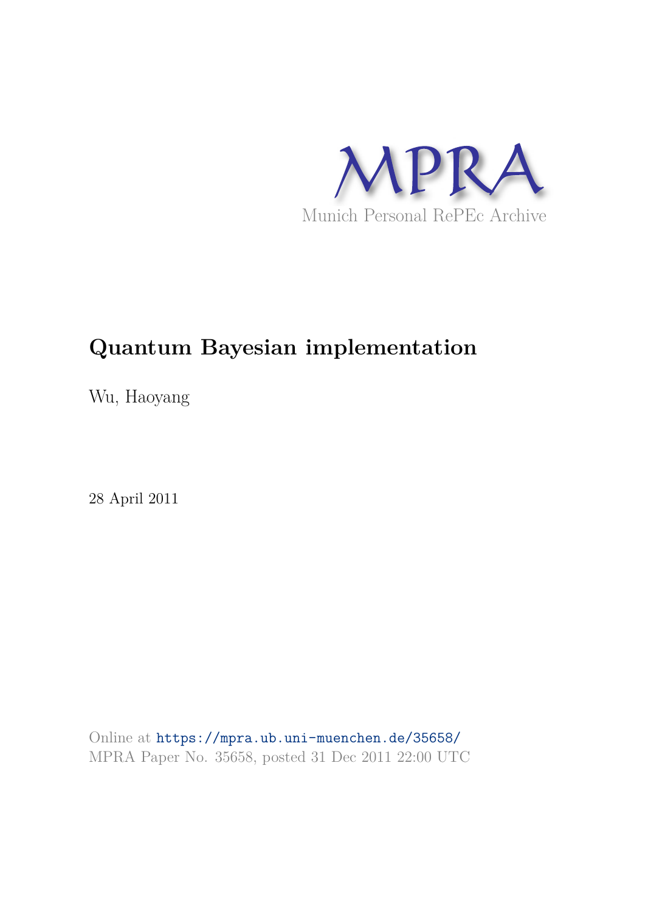MPRA

Munich Personal RePEc Archive

# Quantum Bayesian implementation

Wu, Haoyang

28 April 2011

Online at https://mpra.ub.uni-muenchen.de/35658/
MPRA Paper No. 35658, posted 31 Dec 2011 22:00 UTC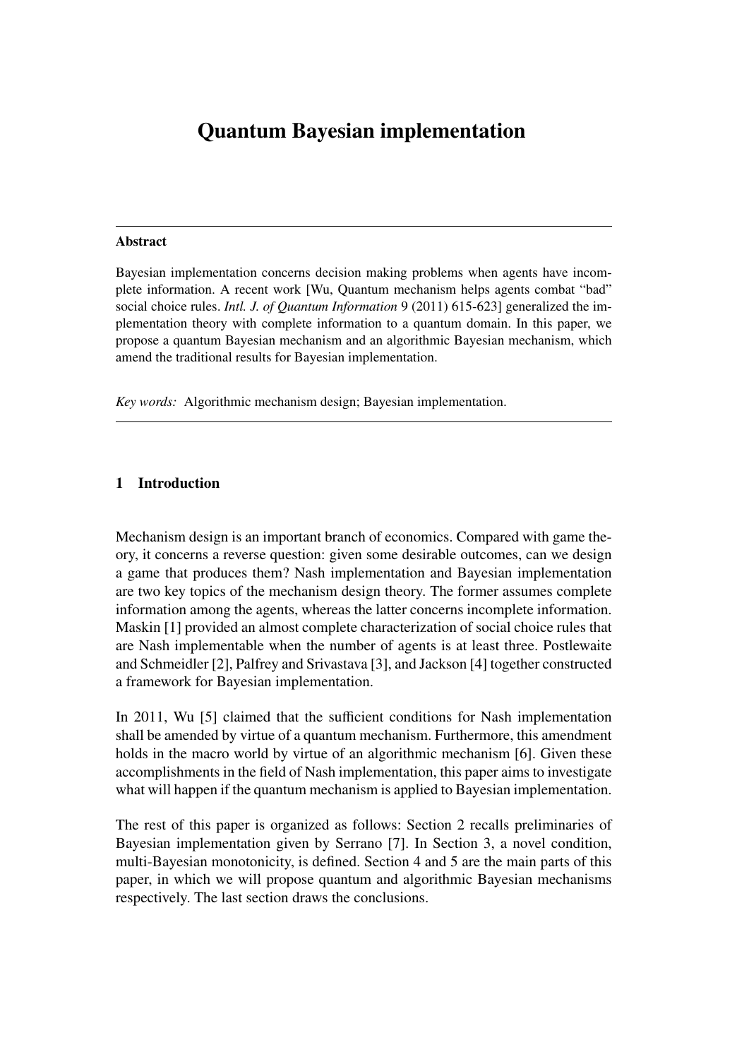# Quantum Bayesian implementation

---

**Abstract**

Bayesian implementation concerns decision making problems when agents have incomplete information. A recent work [Wu, Quantum mechanism helps agents combat "bad" social choice rules. *Intl. J. of Quantum Information* 9 (2011) 615-623] generalized the implementation theory with complete information to a quantum domain. In this paper, we propose a quantum Bayesian mechanism and an algorithmic Bayesian mechanism, which amend the traditional results for Bayesian implementation.

*Key words:* Algorithmic mechanism design; Bayesian implementation.

---

## 1 Introduction

Mechanism design is an important branch of economics. Compared with game theory, it concerns a reverse question: given some desirable outcomes, can we design a game that produces them? Nash implementation and Bayesian implementation are two key topics of the mechanism design theory. The former assumes complete information among the agents, whereas the latter concerns incomplete information. Maskin [1] provided an almost complete characterization of social choice rules that are Nash implementable when the number of agents is at least three. Postlewaite and Schmeidler [2], Palfrey and Srivastava [3], and Jackson [4] together constructed a framework for Bayesian implementation.

In 2011, Wu [5] claimed that the sufficient conditions for Nash implementation shall be amended by virtue of a quantum mechanism. Furthermore, this amendment holds in the macro world by virtue of an algorithmic mechanism [6]. Given these accomplishments in the field of Nash implementation, this paper aims to investigate what will happen if the quantum mechanism is applied to Bayesian implementation.

The rest of this paper is organized as follows: Section 2 recalls preliminaries of Bayesian implementation given by Serrano [7]. In Section 3, a novel condition, multi-Bayesian monotonicity, is defined. Section 4 and 5 are the main parts of this paper, in which we will propose quantum and algorithmic Bayesian mechanisms respectively. The last section draws the conclusions.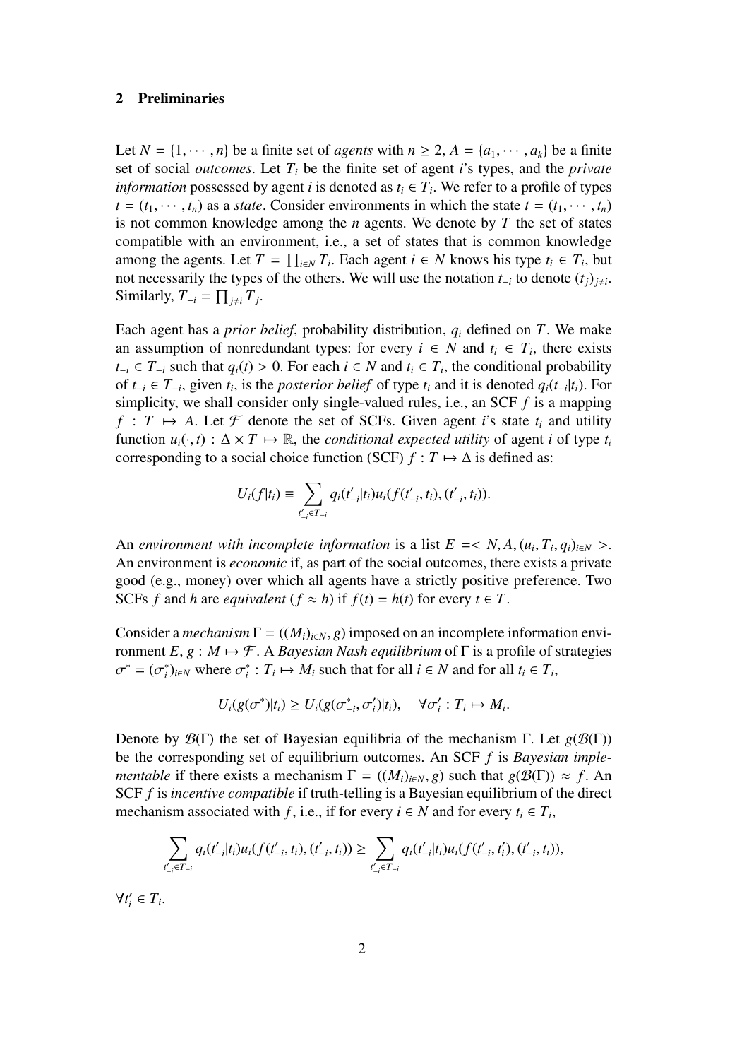## 2 Preliminaries

Let $N = \{1, \cdots, n\}$ be a finite set of *agents* with $n \geq 2$, $A = \{a_1, \cdots, a_k\}$ be a finite set of social *outcomes*. Let $T_i$ be the finite set of agent $i$'s types, and the *private information* possessed by agent $i$ is denoted as $t_i \in T_i$. We refer to a profile of types $t = (t_1, \cdots, t_n)$ as a *state*. Consider environments in which the state $t = (t_1, \cdots, t_n)$ is not common knowledge among the $n$ agents. We denote by $T$ the set of states compatible with an environment, i.e., a set of states that is common knowledge among the agents. Let $T = \prod_{i \in N} T_i$. Each agent $i \in N$ knows his type $t_i \in T_i$, but not necessarily the types of the others. We will use the notation $t_{-i}$ to denote $(t_j)_{j \neq i}$. Similarly, $T_{-i} = \prod_{j \neq i} T_j$.

Each agent has a *prior belief*, probability distribution, $q_i$ defined on $T$. We make an assumption of nonredundant types: for every $i \in N$ and $t_i \in T_i$, there exists $t_{-i} \in T_{-i}$ such that $q_i(t) > 0$. For each $i \in N$ and $t_i \in T_i$, the conditional probability of $t_{-i} \in T_{-i}$, given $t_i$, is the *posterior belief* of type $t_i$ and it is denoted $q_i(t_{-i}|t_i)$. For simplicity, we shall consider only single-valued rules, i.e., an SCF $f$ is a mapping $f : T \mapsto A$. Let $\mathcal{F}$ denote the set of SCFs. Given agent $i$'s state $t_i$ and utility function $u_i(\cdot, t) : \Delta \times T \mapsto \mathbb{R}$, the *conditional expected utility* of agent $i$ of type $t_i$ corresponding to a social choice function (SCF) $f : T \mapsto \Delta$ is defined as:

$$U_i(f|t_i) \equiv \sum_{t'_{-i} \in T_{-i}} q_i(t'_{-i}|t_i) u_i(f(t'_{-i}, t_i), (t'_{-i}, t_i)).$$

An *environment with incomplete information* is a list $E =< N, A, (u_i, T_i, q_i)_{i \in N} >$. An environment is *economic* if, as part of the social outcomes, there exists a private good (e.g., money) over which all agents have a strictly positive preference. Two SCFs $f$ and $h$ are *equivalent* ($f \approx h$) if $f(t) = h(t)$ for every $t \in T$.

Consider a *mechanism* $\Gamma = ((M_i)_{i \in N}, g)$ imposed on an incomplete information environment $E$, $g : M \mapsto \mathcal{F}$. A *Bayesian Nash equilibrium* of $\Gamma$ is a profile of strategies $\sigma^* = (\sigma_i^*)_{i \in N}$ where $\sigma_i^* : T_i \mapsto M_i$ such that for all $i \in N$ and for all $t_i \in T_i$,

$$U_i(g(\sigma^*)|t_i) \geq U_i(g(\sigma^*_{-i}, \sigma'_i)|t_i), \quad \forall \sigma'_i : T_i \mapsto M_i.$$

Denote by $\mathcal{B}(\Gamma)$ the set of Bayesian equilibria of the mechanism $\Gamma$. Let $g(\mathcal{B}(\Gamma))$ be the corresponding set of equilibrium outcomes. An SCF $f$ is *Bayesian implementable* if there exists a mechanism $\Gamma = ((M_i)_{i \in N}, g)$ such that $g(\mathcal{B}(\Gamma)) \approx f$. An SCF $f$ is *incentive compatible* if truth-telling is a Bayesian equilibrium of the direct mechanism associated with $f$, i.e., if for every $i \in N$ and for every $t_i \in T_i$,

$$\sum_{t'_{-i} \in T_{-i}} q_i(t'_{-i}|t_i) u_i(f(t'_{-i}, t_i), (t'_{-i}, t_i)) \geq \sum_{t'_{-i} \in T_{-i}} q_i(t'_{-i}|t_i) u_i(f(t'_{-i}, t'_i), (t'_{-i}, t_i)),$$

$\forall t'_i \in T_i$.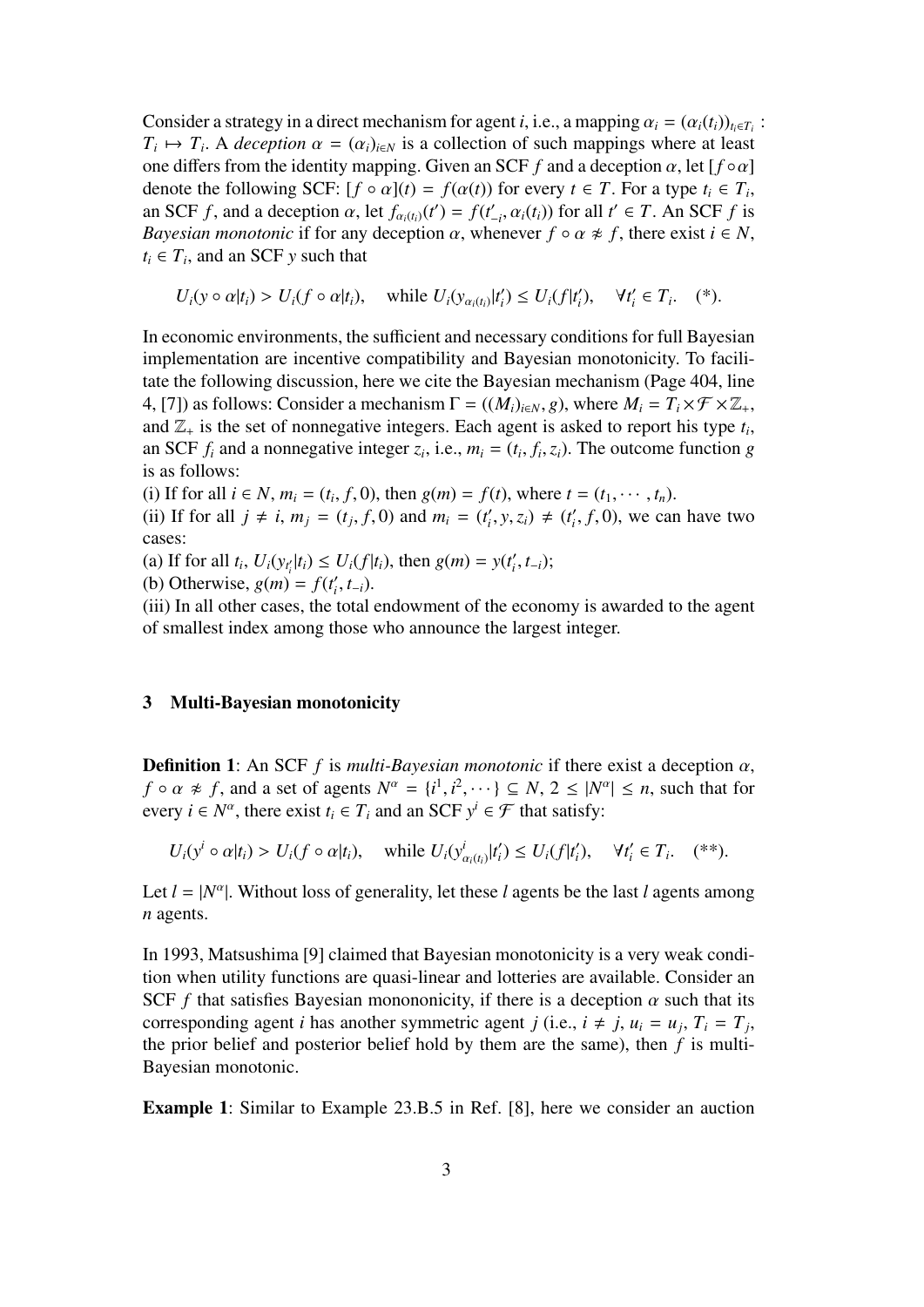Consider a strategy in a direct mechanism for agent $i$, i.e., a mapping $\alpha_i = (\alpha_i(t_i))_{t_i \in T_i} : T_i \mapsto T_i$. A *deception* $\alpha = (\alpha_i)_{i \in N}$ is a collection of such mappings where at least one differs from the identity mapping. Given an SCF $f$ and a deception $\alpha$, let $[f \circ \alpha]$ denote the following SCF: $[f \circ \alpha](t) = f(\alpha(t))$ for every $t \in T$. For a type $t_i \in T_i$, an SCF $f$, and a deception $\alpha$, let $f_{\alpha_i(t_i)}(t') = f(t'_{-i}, \alpha_i(t_i))$ for all $t' \in T$. An SCF $f$ is *Bayesian monotonic* if for any deception $\alpha$, whenever $f \circ \alpha \not\approx f$, there exist $i \in N$, $t_i \in T_i$, and an SCF $y$ such that

$$U_i(y \circ \alpha | t_i) > U_i(f \circ \alpha | t_i), \quad \text{while } U_i(y_{\alpha_i(t_i)} | t'_i) \leq U_i(f | t'_i), \quad \forall t'_i \in T_i. \quad (*).$$

In economic environments, the sufficient and necessary conditions for full Bayesian implementation are incentive compatibility and Bayesian monotonicity. To facilitate the following discussion, here we cite the Bayesian mechanism (Page 404, line 4, [7]) as follows: Consider a mechanism $\Gamma = ((M_i)_{i \in N}, g)$, where $M_i = T_i \times \mathcal{F} \times \mathbb{Z}_+$, and $\mathbb{Z}_+$ is the set of nonnegative integers. Each agent is asked to report his type $t_i$, an SCF $f_i$ and a nonnegative integer $z_i$, i.e., $m_i = (t_i, f_i, z_i)$. The outcome function $g$ is as follows:

(i) If for all $i \in N$, $m_i = (t_i, f, 0)$, then $g(m) = f(t)$, where $t = (t_1, \cdots, t_n)$.

(ii) If for all $j \neq i$, $m_j = (t_j, f, 0)$ and $m_i = (t'_i, y, z_i) \neq (t'_i, f, 0)$, we can have two cases:

(a) If for all $t_i$, $U_i(y_{t'_i} | t_i) \leq U_i(f | t_i)$, then $g(m) = y(t'_i, t_{-i})$;

(b) Otherwise, $g(m) = f(t'_i, t_{-i})$.

(iii) In all other cases, the total endowment of the economy is awarded to the agent of smallest index among those who announce the largest integer.

## 3 Multi-Bayesian monotonicity

**Definition 1**: An SCF $f$ is *multi-Bayesian monotonic* if there exist a deception $\alpha$, $f \circ \alpha \not\approx f$, and a set of agents $N^\alpha = \{i^1, i^2, \cdots\} \subseteq N$, $2 \leq |N^\alpha| \leq n$, such that for every $i \in N^\alpha$, there exist $t_i \in T_i$ and an SCF $y^i \in \mathcal{F}$ that satisfy:

$$U_i(y^i \circ \alpha | t_i) > U_i(f \circ \alpha | t_i), \quad \text{while } U_i(y^i_{\alpha_i(t_i)} | t'_i) \leq U_i(f | t'_i), \quad \forall t'_i \in T_i. \quad (**).$$

Let $l = |N^\alpha|$. Without loss of generality, let these $l$ agents be the last $l$ agents among $n$ agents.

In 1993, Matsushima [9] claimed that Bayesian monotonicity is a very weak condition when utility functions are quasi-linear and lotteries are available. Consider an SCF $f$ that satisfies Bayesian mononotonicity, if there is a deception $\alpha$ such that its corresponding agent $i$ has another symmetric agent $j$ (i.e., $i \neq j$, $u_i = u_j$, $T_i = T_j$, the prior belief and posterior belief hold by them are the same), then $f$ is multi-Bayesian monotonic.

**Example 1**: Similar to Example 23.B.5 in Ref. [8], here we consider an auction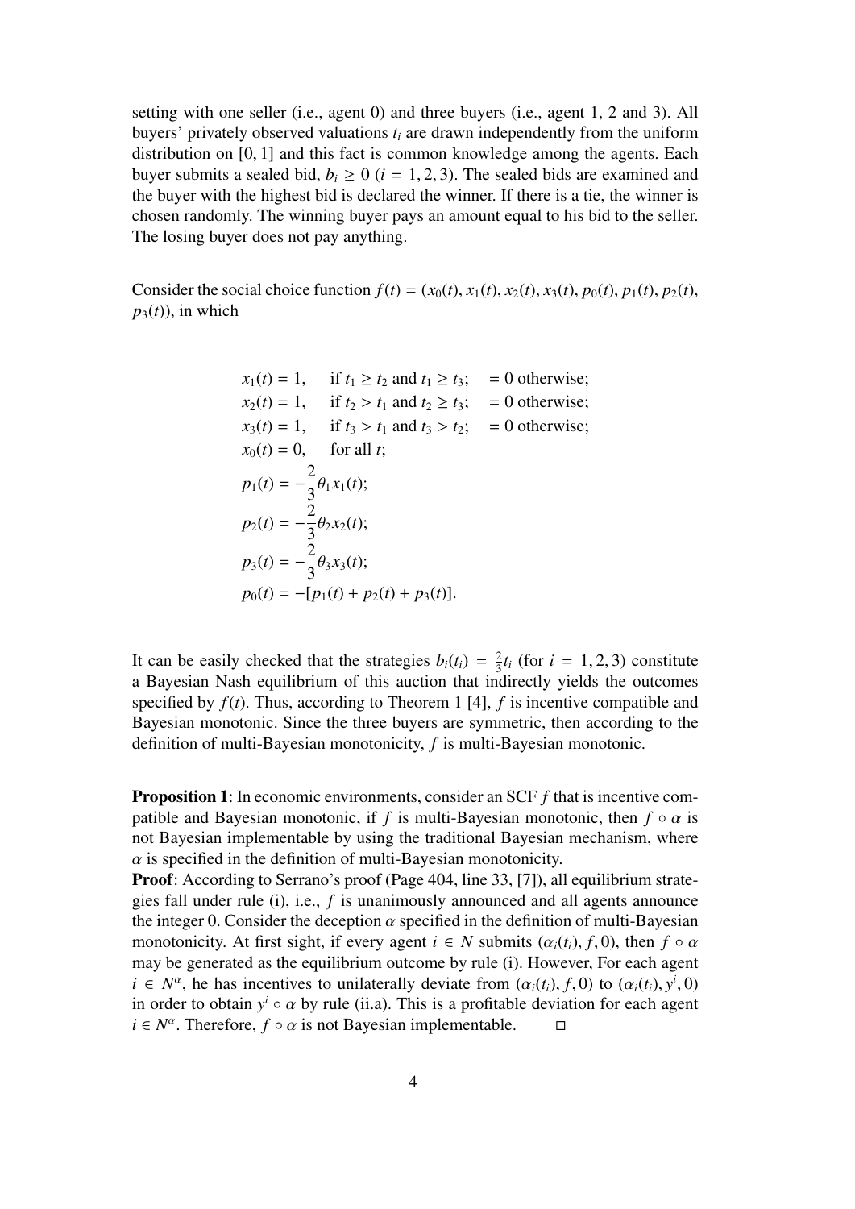setting with one seller (i.e., agent 0) and three buyers (i.e., agent 1, 2 and 3). All buyers' privately observed valuations $t_i$ are drawn independently from the uniform distribution on $[0, 1]$ and this fact is common knowledge among the agents. Each buyer submits a sealed bid, $b_i \geq 0$ ($i = 1, 2, 3$). The sealed bids are examined and the buyer with the highest bid is declared the winner. If there is a tie, the winner is chosen randomly. The winning buyer pays an amount equal to his bid to the seller. The losing buyer does not pay anything.

Consider the social choice function $f(t) = (x_0(t), x_1(t), x_2(t), x_3(t), p_0(t), p_1(t), p_2(t), p_3(t))$, in which

$$
\begin{aligned}
&x_1(t) = 1, \quad \text{if } t_1 \geq t_2 \text{ and } t_1 \geq t_3; \quad = 0 \text{ otherwise;}\\
&x_2(t) = 1, \quad \text{if } t_2 > t_1 \text{ and } t_2 \geq t_3; \quad = 0 \text{ otherwise;}\\
&x_3(t) = 1, \quad \text{if } t_3 > t_1 \text{ and } t_3 > t_2; \quad = 0 \text{ otherwise;}\\
&x_0(t) = 0, \quad \text{for all } t;\\
&p_1(t) = -\frac{2}{3}\theta_1 x_1(t);\\
&p_2(t) = -\frac{2}{3}\theta_2 x_2(t);\\
&p_3(t) = -\frac{2}{3}\theta_3 x_3(t);\\
&p_0(t) = -[p_1(t) + p_2(t) + p_3(t)].
\end{aligned}
$$

It can be easily checked that the strategies $b_i(t_i) = \frac{2}{3}t_i$ (for $i = 1, 2, 3$) constitute a Bayesian Nash equilibrium of this auction that indirectly yields the outcomes specified by $f(t)$. Thus, according to Theorem 1 [4], $f$ is incentive compatible and Bayesian monotonic. Since the three buyers are symmetric, then according to the definition of multi-Bayesian monotonicity, $f$ is multi-Bayesian monotonic.

**Proposition 1**: In economic environments, consider an SCF $f$ that is incentive compatible and Bayesian monotonic, if $f$ is multi-Bayesian monotonic, then $f \circ \alpha$ is not Bayesian implementable by using the traditional Bayesian mechanism, where $\alpha$ is specified in the definition of multi-Bayesian monotonicity.

**Proof**: According to Serrano's proof (Page 404, line 33, [7]), all equilibrium strategies fall under rule (i), i.e., $f$ is unanimously announced and all agents announce the integer 0. Consider the deception $\alpha$ specified in the definition of multi-Bayesian monotonicity. At first sight, if every agent $i \in N$ submits $(\alpha_i(t_i), f, 0)$, then $f \circ \alpha$ may be generated as the equilibrium outcome by rule (i). However, For each agent $i \in N^\alpha$, he has incentives to unilaterally deviate from $(\alpha_i(t_i), f, 0)$ to $(\alpha_i(t_i), y^i, 0)$ in order to obtain $y^i \circ \alpha$ by rule (ii.a). This is a profitable deviation for each agent $i \in N^\alpha$. Therefore, $f \circ \alpha$ is not Bayesian implementable. □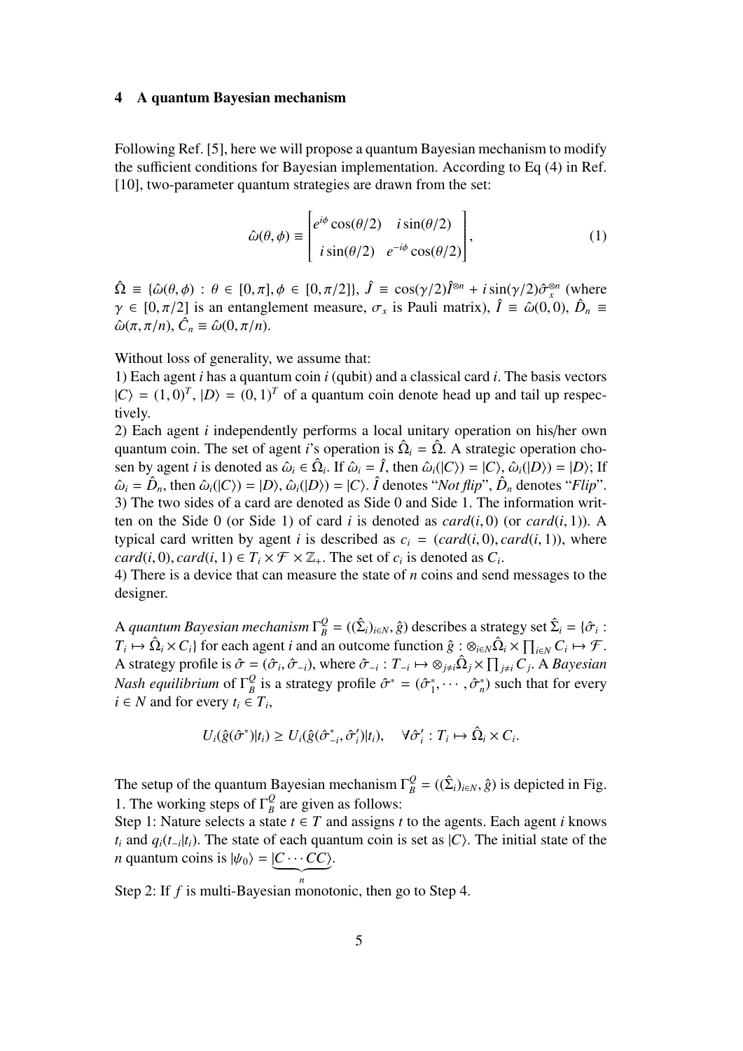## 4 A quantum Bayesian mechanism

Following Ref. [5], here we will propose a quantum Bayesian mechanism to modify the sufficient conditions for Bayesian implementation. According to Eq (4) in Ref. [10], two-parameter quantum strategies are drawn from the set:

$$\hat{\omega}(\theta,\phi) \equiv \begin{bmatrix} e^{i\phi}\cos(\theta/2) & i\sin(\theta/2) \\ i\sin(\theta/2) & e^{-i\phi}\cos(\theta/2) \end{bmatrix}, \tag{1}$$

$\hat{\Omega} \equiv \{\hat{\omega}(\theta,\phi) : \theta \in [0,\pi], \phi \in [0,\pi/2]\}$, $\hat{J} \equiv \cos(\gamma/2)\hat{I}^{\otimes n} + i\sin(\gamma/2)\hat{\sigma}_x^{\otimes n}$ (where $\gamma \in [0,\pi/2]$ is an entanglement measure, $\sigma_x$ is Pauli matrix), $\hat{I} \equiv \hat{\omega}(0,0)$, $\hat{D}_n \equiv \hat{\omega}(\pi,\pi/n)$, $\hat{C}_n \equiv \hat{\omega}(0,\pi/n)$.

Without loss of generality, we assume that:

1) Each agent $i$ has a quantum coin $i$ (qubit) and a classical card $i$. The basis vectors $|C\rangle = (1,0)^T$, $|D\rangle = (0,1)^T$ of a quantum coin denote head up and tail up respectively.

2) Each agent $i$ independently performs a local unitary operation on his/her own quantum coin. The set of agent $i$'s operation is $\hat{\Omega}_i = \hat{\Omega}$. A strategic operation chosen by agent $i$ is denoted as $\hat{\omega}_i \in \hat{\Omega}_i$. If $\hat{\omega}_i = \hat{I}$, then $\hat{\omega}_i(|C\rangle) = |C\rangle$, $\hat{\omega}_i(|D\rangle) = |D\rangle$; If $\hat{\omega}_i = \hat{D}_n$, then $\hat{\omega}_i(|C\rangle) = |D\rangle$, $\hat{\omega}_i(|D\rangle) = |C\rangle$. $\hat{I}$ denotes "*Not flip*", $\hat{D}_n$ denotes "*Flip*".

3) The two sides of a card are denoted as Side 0 and Side 1. The information written on the Side 0 (or Side 1) of card $i$ is denoted as $card(i,0)$ (or $card(i,1)$). A typical card written by agent $i$ is described as $c_i = (card(i,0), card(i,1))$, where $card(i,0), card(i,1) \in T_i \times \mathcal{F} \times \mathbb{Z}_+$. The set of $c_i$ is denoted as $C_i$.

4) There is a device that can measure the state of $n$ coins and send messages to the designer.

A *quantum Bayesian mechanism* $\Gamma_B^Q = ((\hat{\Sigma}_i)_{i\in N}, \hat{g})$ describes a strategy set $\hat{\Sigma}_i = \{\hat{\sigma}_i : T_i \mapsto \hat{\Omega}_i \times C_i\}$ for each agent $i$ and an outcome function $\hat{g} : \otimes_{i\in N}\hat{\Omega}_i \times \prod_{i\in N} C_i \mapsto \mathcal{F}$. A strategy profile is $\hat{\sigma} = (\hat{\sigma}_i, \hat{\sigma}_{-i})$, where $\hat{\sigma}_{-i} : T_{-i} \mapsto \otimes_{j\neq i}\hat{\Omega}_j \times \prod_{j\neq i} C_j$. A *Bayesian Nash equilibrium* of $\Gamma_B^Q$ is a strategy profile $\hat{\sigma}^* = (\hat{\sigma}_1^*, \cdots, \hat{\sigma}_n^*)$ such that for every $i \in N$ and for every $t_i \in T_i$,

$$U_i(\hat{g}(\hat{\sigma}^*)|t_i) \geq U_i(\hat{g}(\hat{\sigma}_{-i}^*, \hat{\sigma}_i')|t_i), \quad \forall \hat{\sigma}_i' : T_i \mapsto \hat{\Omega}_i \times C_i.$$

The setup of the quantum Bayesian mechanism $\Gamma_B^Q = ((\hat{\Sigma}_i)_{i\in N}, \hat{g})$ is depicted in Fig. 1. The working steps of $\Gamma_B^Q$ are given as follows:

Step 1: Nature selects a state $t \in T$ and assigns $t$ to the agents. Each agent $i$ knows $t_i$ and $q_i(t_{-i}|t_i)$. The state of each quantum coin is set as $|C\rangle$. The initial state of the $n$ quantum coins is $|\psi_0\rangle = |\underbrace{C \cdots CC}_{n}\rangle$.

Step 2: If $f$ is multi-Bayesian monotonic, then go to Step 4.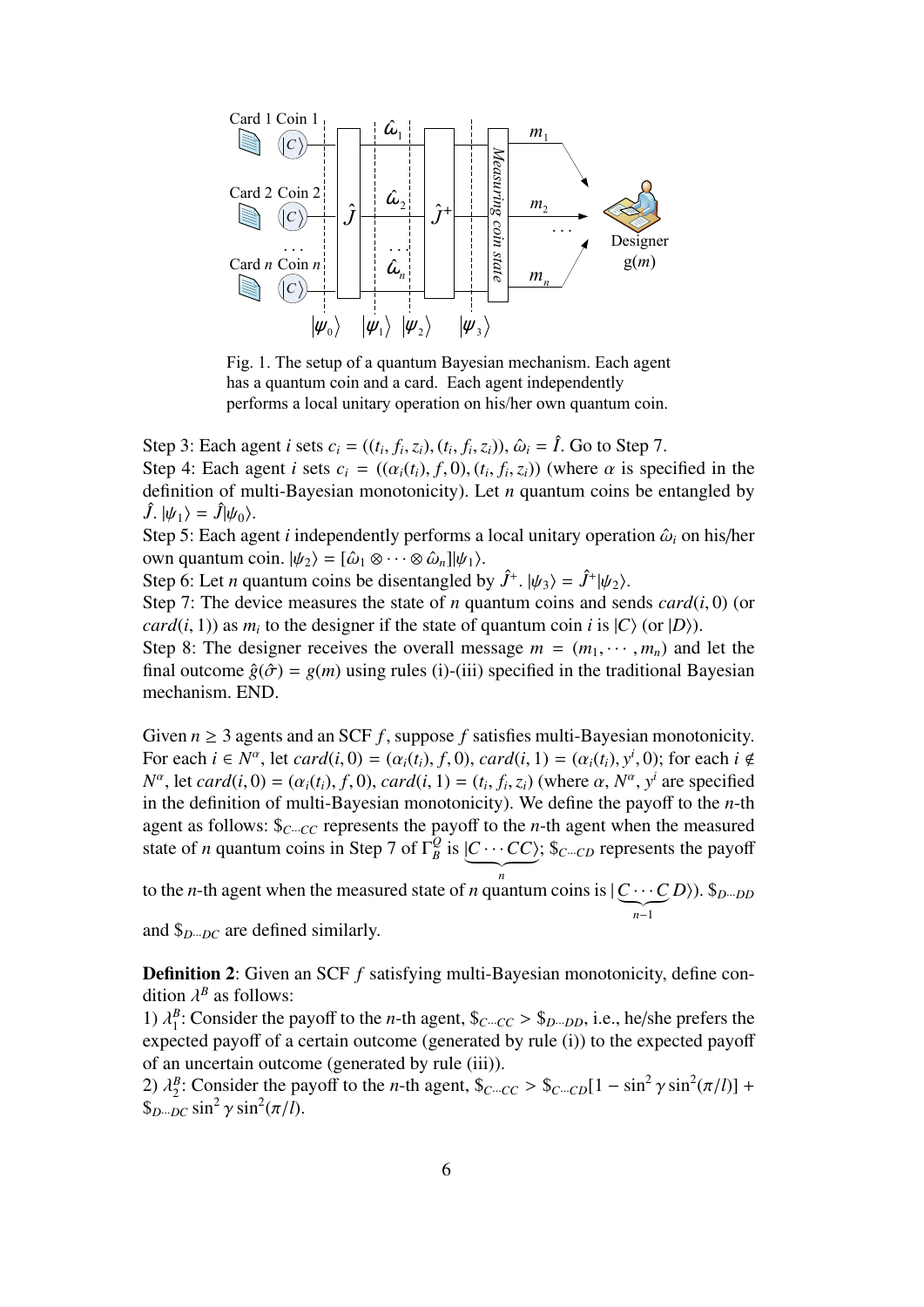Fig. 1. The setup of a quantum Bayesian mechanism. Each agent has a quantum coin and a card. Each agent independently performs a local unitary operation on his/her own quantum coin.

Step 3: Each agent $i$ sets $c_i = ((t_i, f_i, z_i), (t_i, f_i, z_i))$, $\hat{\omega}_i = \hat{I}$. Go to Step 7.
Step 4: Each agent $i$ sets $c_i = ((\alpha_i(t_i), f, 0), (t_i, f_i, z_i))$ (where $\alpha$ is specified in the definition of multi-Bayesian monotonicity). Let $n$ quantum coins be entangled by $\hat{J}$. $|\psi_1\rangle = \hat{J}|\psi_0\rangle$.
Step 5: Each agent $i$ independently performs a local unitary operation $\hat{\omega}_i$ on his/her own quantum coin. $|\psi_2\rangle = [\hat{\omega}_1 \otimes \cdots \otimes \hat{\omega}_n]|\psi_1\rangle$.
Step 6: Let $n$ quantum coins be disentangled by $\hat{J}^+$. $|\psi_3\rangle = \hat{J}^+|\psi_2\rangle$.
Step 7: The device measures the state of $n$ quantum coins and sends $card(i, 0)$ (or $card(i, 1)$) as $m_i$ to the designer if the state of quantum coin $i$ is $|C\rangle$ (or $|D\rangle$).
Step 8: The designer receives the overall message $m = (m_1, \cdots, m_n)$ and let the final outcome $\hat{g}(\hat{\sigma}) = g(m)$ using rules (i)-(iii) specified in the traditional Bayesian mechanism. END.

Given $n \geq 3$ agents and an SCF $f$, suppose $f$ satisfies multi-Bayesian monotonicity. For each $i \in N^\alpha$, let $card(i, 0) = (\alpha_i(t_i), f, 0)$, $card(i, 1) = (\alpha_i(t_i), y^i, 0)$; for each $i \notin N^\alpha$, let $card(i, 0) = (\alpha_i(t_i), f, 0)$, $card(i, 1) = (t_i, f_i, z_i)$ (where $\alpha$, $N^\alpha$, $y^i$ are specified in the definition of multi-Bayesian monotonicity). We define the payoff to the $n$-th agent as follows: $\$_{C\cdots CC}$ represents the payoff to the $n$-th agent when the measured state of $n$ quantum coins in Step 7 of $\Gamma_B^Q$ is $|\underbrace{C \cdots CC}_{n}\rangle$; $\$_{C\cdots CD}$ represents the payoff to the $n$-th agent when the measured state of $n$ quantum coins is $|\underbrace{C \cdots C}_{n-1} D\rangle$). $\$_{D\cdots DD}$ and $\$_{D\cdots DC}$ are defined similarly.

**Definition 2**: Given an SCF $f$ satisfying multi-Bayesian monotonicity, define condition $\lambda^B$ as follows:
1) $\lambda_1^B$: Consider the payoff to the $n$-th agent, $\$_{C\cdots CC} > \$_{D\cdots DD}$, i.e., he/she prefers the expected payoff of a certain outcome (generated by rule (i)) to the expected payoff of an uncertain outcome (generated by rule (iii)).
2) $\lambda_2^B$: Consider the payoff to the $n$-th agent, $\$_{C\cdots CC} > \$_{C\cdots CD}[1 - \sin^2\gamma \sin^2(\pi/l)] + \$_{D\cdots DC} \sin^2\gamma \sin^2(\pi/l)$.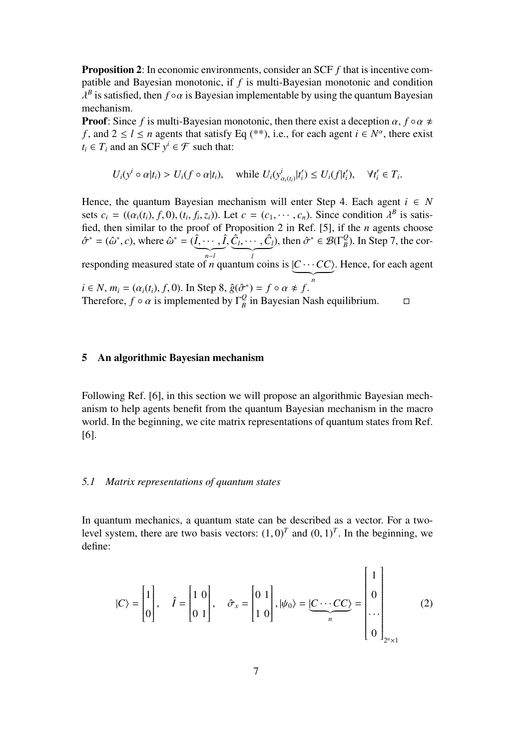**Proposition 2**: In economic environments, consider an SCF $f$ that is incentive compatible and Bayesian monotonic, if $f$ is multi-Bayesian monotonic and condition $\lambda^B$ is satisfied, then $f \circ \alpha$ is Bayesian implementable by using the quantum Bayesian mechanism.

**Proof**: Since $f$ is multi-Bayesian monotonic, then there exist a deception $\alpha$, $f \circ \alpha \not\approx f$, and $2 \leq l \leq n$ agents that satisfy Eq (**), i.e., for each agent $i \in N^\alpha$, there exist $t_i \in T_i$ and an SCF $y^i \in \mathcal{F}$ such that:

$$U_i(y^i \circ \alpha | t_i) > U_i(f \circ \alpha | t_i), \quad \text{while } U_i(y^i_{\alpha_i(t_i)} | t'_i) \leq U_i(f | t'_i), \quad \forall t'_i \in T_i.$$

Hence, the quantum Bayesian mechanism will enter Step 4. Each agent $i \in N$ sets $c_i = ((\alpha_i(t_i), f, 0), (t_i, f_i, z_i))$. Let $c = (c_1, \cdots, c_n)$. Since condition $\lambda^B$ is satisfied, then similar to the proof of Proposition 2 in Ref. [5], if the $n$ agents choose $\hat{\sigma}^* = (\hat{\omega}^*, c)$, where $\hat{\omega}^* = (\underbrace{\hat{I}, \cdots, \hat{I}}_{n-l}, \underbrace{\hat{C}_l, \cdots, \hat{C}_l}_{l})$, then $\hat{\sigma}^* \in \mathcal{B}(\Gamma_B^Q)$. In Step 7, the corresponding measured state of $n$ quantum coins is $|\underbrace{C \cdots CC}_{n}\rangle$. Hence, for each agent $i \in N$, $m_i = (\alpha_i(t_i), f, 0)$. In Step 8, $\hat{g}(\hat{\sigma}^*) = f \circ \alpha \not\approx f$.

Therefore, $f \circ \alpha$ is implemented by $\Gamma_B^Q$ in Bayesian Nash equilibrium. $\square$

## 5 An algorithmic Bayesian mechanism

Following Ref. [6], in this section we will propose an algorithmic Bayesian mechanism to help agents benefit from the quantum Bayesian mechanism in the macro world. In the beginning, we cite matrix representations of quantum states from Ref. [6].

### 5.1 Matrix representations of quantum states

In quantum mechanics, a quantum state can be described as a vector. For a two-level system, there are two basis vectors: $(1, 0)^T$ and $(0, 1)^T$. In the beginning, we define:

$$|C\rangle = \begin{bmatrix} 1 \\ 0 \end{bmatrix}, \quad \hat{I} = \begin{bmatrix} 1 & 0 \\ 0 & 1 \end{bmatrix}, \quad \hat{\sigma}_x = \begin{bmatrix} 0 & 1 \\ 1 & 0 \end{bmatrix}, |\psi_0\rangle = |\underbrace{C \cdots CC}_{n}\rangle = \begin{bmatrix} 1 \\ 0 \\ \cdots \\ 0 \end{bmatrix}_{2^n \times 1} \tag{2}$$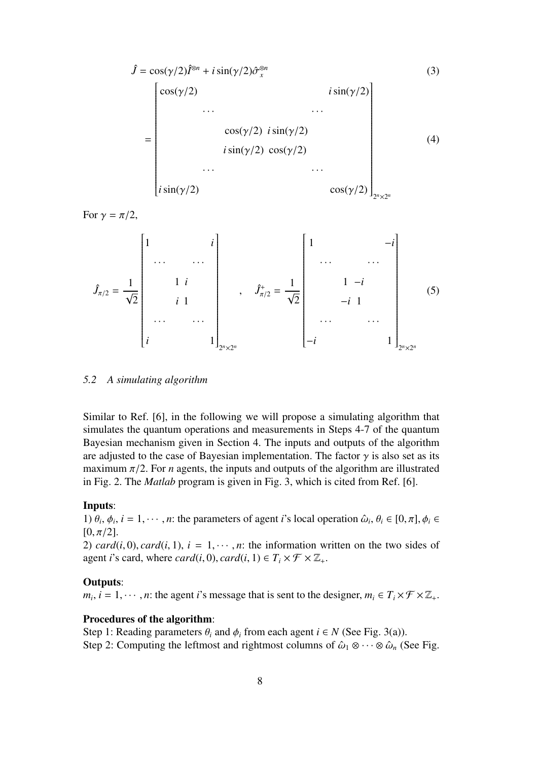$$\hat{J} = \cos(\gamma/2)\hat{I}^{\otimes n} + i\sin(\gamma/2)\hat{\sigma}_x^{\otimes n} \tag{3}$$

$$= \begin{bmatrix} \cos(\gamma/2) & & & & & i\sin(\gamma/2) \\ & \cdots & & & \cdots & \\ & & \cos(\gamma/2) & i\sin(\gamma/2) & & \\ & & i\sin(\gamma/2) & \cos(\gamma/2) & & \\ & \cdots & & & \cdots & \\ i\sin(\gamma/2) & & & & & \cos(\gamma/2) \end{bmatrix}_{2^n \times 2^n} \tag{4}$$

For $\gamma = \pi/2$,

$$\hat{J}_{\pi/2} = \frac{1}{\sqrt{2}} \begin{bmatrix} 1 & & & & & i \\ & \cdots & & & \cdots & \\ & & 1 & i & & \\ & & i & 1 & & \\ & \cdots & & & \cdots & \\ i & & & & & 1 \end{bmatrix}_{2^n \times 2^n}, \quad \hat{J}^{+}_{\pi/2} = \frac{1}{\sqrt{2}} \begin{bmatrix} 1 & & & & & -i \\ & \cdots & & & \cdots & \\ & & 1 & -i & & \\ & & -i & 1 & & \\ & \cdots & & & \cdots & \\ -i & & & & & 1 \end{bmatrix}_{2^n \times 2^n} \tag{5}$$

### *5.2 A simulating algorithm*

Similar to Ref. [6], in the following we will propose a simulating algorithm that simulates the quantum operations and measurements in Steps 4-7 of the quantum Bayesian mechanism given in Section 4. The inputs and outputs of the algorithm are adjusted to the case of Bayesian implementation. The factor $\gamma$ is also set as its maximum $\pi/2$. For $n$ agents, the inputs and outputs of the algorithm are illustrated in Fig. 2. The *Matlab* program is given in Fig. 3, which is cited from Ref. [6].

**Inputs**:

1) $\theta_i, \phi_i, i = 1, \cdots, n$: the parameters of agent $i$'s local operation $\hat{\omega}_i$, $\theta_i \in [0, \pi]$, $\phi_i \in [0, \pi/2]$.

2) $card(i, 0), card(i, 1)$, $i = 1, \cdots, n$: the information written on the two sides of agent $i$'s card, where $card(i, 0), card(i, 1) \in T_i \times \mathcal{F} \times \mathbb{Z}_+$.

**Outputs**:

$m_i$, $i = 1, \cdots, n$: the agent $i$'s message that is sent to the designer, $m_i \in T_i \times \mathcal{F} \times \mathbb{Z}_+$.

**Procedures of the algorithm**:

Step 1: Reading parameters $\theta_i$ and $\phi_i$ from each agent $i \in N$ (See Fig. 3(a)).

Step 2: Computing the leftmost and rightmost columns of $\hat{\omega}_1 \otimes \cdots \otimes \hat{\omega}_n$ (See Fig.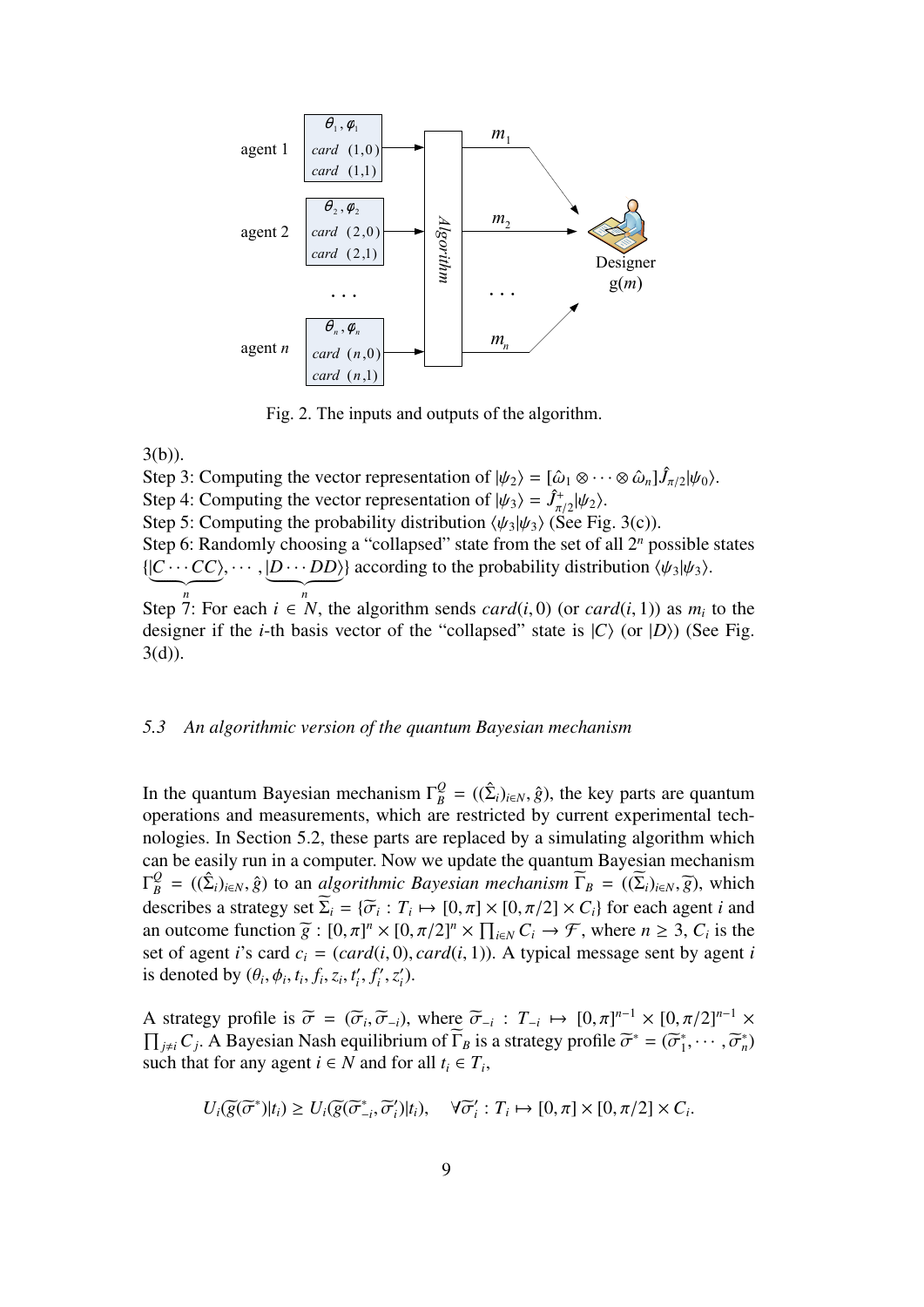Fig. 2. The inputs and outputs of the algorithm.

3(b)).

Step 3: Computing the vector representation of $|\psi_2\rangle = [\hat{\omega}_1 \otimes \cdots \otimes \hat{\omega}_n]\hat{J}_{\pi/2}|\psi_0\rangle$.

Step 4: Computing the vector representation of $|\psi_3\rangle = \hat{J}^{+}_{\pi/2}|\psi_2\rangle$.

Step 5: Computing the probability distribution $\langle\psi_3|\psi_3\rangle$ (See Fig. 3(c)).

Step 6: Randomly choosing a "collapsed" state from the set of all $2^n$ possible states $\{|\underbrace{C\cdots CC}_{n}\rangle, \cdots, |\underbrace{D\cdots DD}_{n}\rangle\}$ according to the probability distribution $\langle\psi_3|\psi_3\rangle$.

Step 7: For each $i \in N$, the algorithm sends $card(i,0)$ (or $card(i,1)$) as $m_i$ to the designer if the $i$-th basis vector of the "collapsed" state is $|C\rangle$ (or $|D\rangle$) (See Fig. 3(d)).

### *5.3 An algorithmic version of the quantum Bayesian mechanism*

In the quantum Bayesian mechanism $\Gamma_B^Q = ((\hat{\Sigma}_i)_{i\in N}, \hat{g})$, the key parts are quantum operations and measurements, which are restricted by current experimental technologies. In Section 5.2, these parts are replaced by a simulating algorithm which can be easily run in a computer. Now we update the quantum Bayesian mechanism $\Gamma_B^Q = ((\hat{\Sigma}_i)_{i\in N}, \hat{g})$ to an *algorithmic Bayesian mechanism* $\widetilde{\Gamma}_B = ((\widetilde{\Sigma}_i)_{i\in N}, \widetilde{g})$, which describes a strategy set $\widetilde{\Sigma}_i = \{\widetilde{\sigma}_i : T_i \mapsto [0,\pi]\times[0,\pi/2]\times C_i\}$ for each agent $i$ and an outcome function $\widetilde{g} : [0,\pi]^n \times [0,\pi/2]^n \times \prod_{i\in N} C_i \to \mathcal{F}$, where $n \geq 3$, $C_i$ is the set of agent $i$'s card $c_i = (card(i,0), card(i,1))$. A typical message sent by agent $i$ is denoted by $(\theta_i, \phi_i, t_i, f_i, z_i, t'_i, f'_i, z'_i)$.

A strategy profile is $\widetilde{\sigma} = (\widetilde{\sigma}_i, \widetilde{\sigma}_{-i})$, where $\widetilde{\sigma}_{-i} : T_{-i} \mapsto [0,\pi]^{n-1} \times [0,\pi/2]^{n-1} \times \prod_{j\neq i} C_j$. A Bayesian Nash equilibrium of $\widetilde{\Gamma}_B$ is a strategy profile $\widetilde{\sigma}^* = (\widetilde{\sigma}^*_1, \cdots, \widetilde{\sigma}^*_n)$ such that for any agent $i \in N$ and for all $t_i \in T_i$,

$$U_i(\widetilde{g}(\widetilde{\sigma}^*)|t_i) \geq U_i(\widetilde{g}(\widetilde{\sigma}^*_{-i}, \widetilde{\sigma}'_i)|t_i), \quad \forall \widetilde{\sigma}'_i : T_i \mapsto [0,\pi]\times[0,\pi/2]\times C_i.$$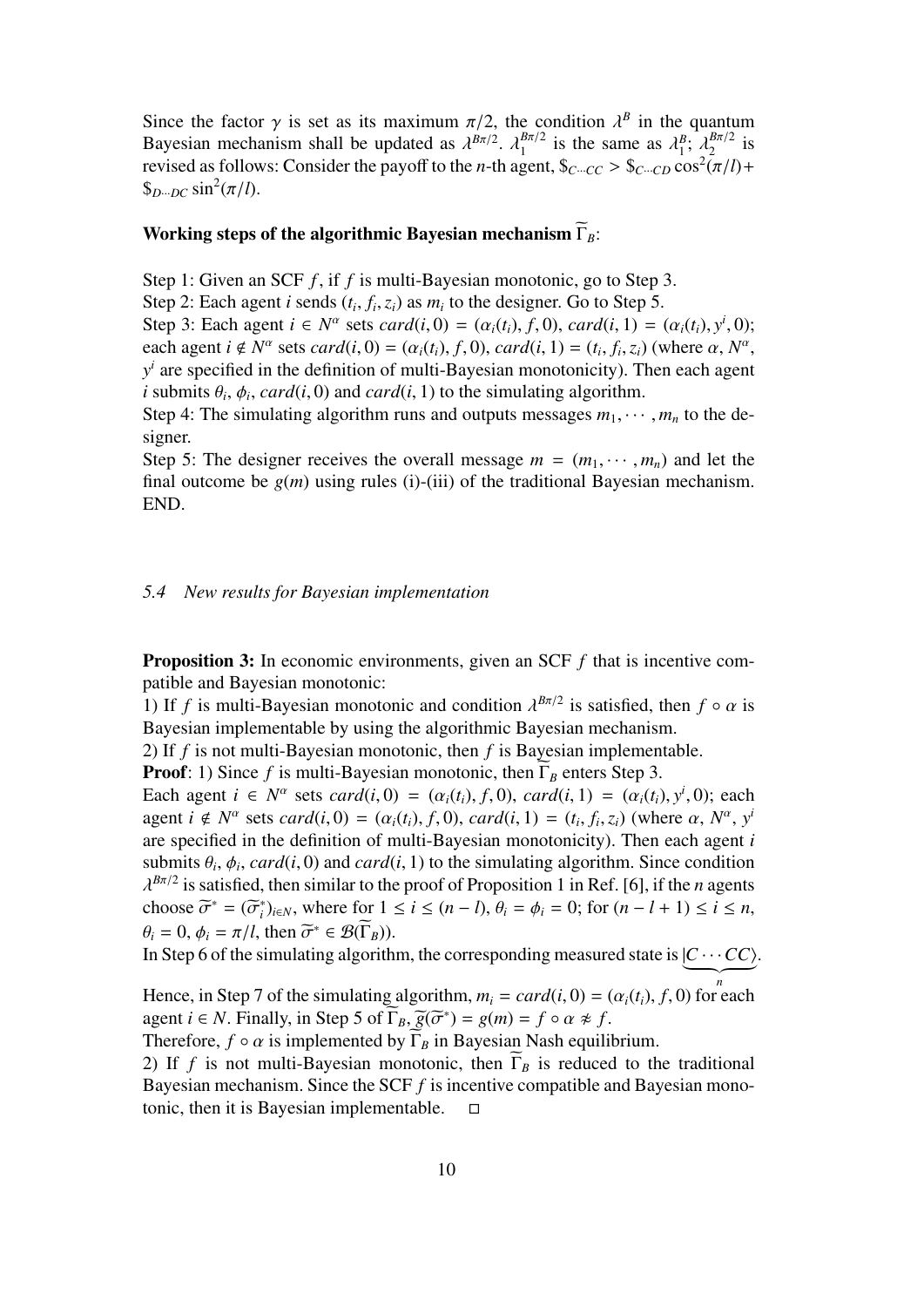Since the factor $\gamma$ is set as its maximum $\pi/2$, the condition $\lambda^B$ in the quantum Bayesian mechanism shall be updated as $\lambda^{B\pi/2}$. $\lambda_1^{B\pi/2}$ is the same as $\lambda_1^B$; $\lambda_2^{B\pi/2}$ is revised as follows: Consider the payoff to the $n$-th agent, $\$_{C\cdots CC} > \$_{C\cdots CD}\cos^2(\pi/l) + \$_{D\cdots DC}\sin^2(\pi/l)$.

### Working steps of the algorithmic Bayesian mechanism $\widetilde{\Gamma}_B$:

Step 1: Given an SCF $f$, if $f$ is multi-Bayesian monotonic, go to Step 3.
Step 2: Each agent $i$ sends $(t_i, f_i, z_i)$ as $m_i$ to the designer. Go to Step 5.
Step 3: Each agent $i \in N^\alpha$ sets $card(i,0) = (\alpha_i(t_i), f, 0)$, $card(i,1) = (\alpha_i(t_i), y^i, 0)$; each agent $i \notin N^\alpha$ sets $card(i,0) = (\alpha_i(t_i), f, 0)$, $card(i,1) = (t_i, f_i, z_i)$ (where $\alpha$, $N^\alpha$, $y^i$ are specified in the definition of multi-Bayesian monotonicity). Then each agent $i$ submits $\theta_i$, $\phi_i$, $card(i,0)$ and $card(i,1)$ to the simulating algorithm.
Step 4: The simulating algorithm runs and outputs messages $m_1, \cdots, m_n$ to the designer.
Step 5: The designer receives the overall message $m = (m_1, \cdots, m_n)$ and let the final outcome be $g(m)$ using rules (i)-(iii) of the traditional Bayesian mechanism. END.

### *5.4 New results for Bayesian implementation*

**Proposition 3:** In economic environments, given an SCF $f$ that is incentive compatible and Bayesian monotonic:
1) If $f$ is multi-Bayesian monotonic and condition $\lambda^{B\pi/2}$ is satisfied, then $f \circ \alpha$ is Bayesian implementable by using the algorithmic Bayesian mechanism.
2) If $f$ is not multi-Bayesian monotonic, then $f$ is Bayesian implementable.

**Proof**: 1) Since $f$ is multi-Bayesian monotonic, then $\widetilde{\Gamma}_B$ enters Step 3.
Each agent $i \in N^\alpha$ sets $card(i,0) = (\alpha_i(t_i), f, 0)$, $card(i,1) = (\alpha_i(t_i), y^i, 0)$; each agent $i \notin N^\alpha$ sets $card(i,0) = (\alpha_i(t_i), f, 0)$, $card(i,1) = (t_i, f_i, z_i)$ (where $\alpha$, $N^\alpha$, $y^i$ are specified in the definition of multi-Bayesian monotonicity). Then each agent $i$ submits $\theta_i$, $\phi_i$, $card(i,0)$ and $card(i,1)$ to the simulating algorithm. Since condition $\lambda^{B\pi/2}$ is satisfied, then similar to the proof of Proposition 1 in Ref. [6], if the $n$ agents choose $\widetilde{\sigma}^* = (\widetilde{\sigma}^*_i)_{i\in N}$, where for $1 \le i \le (n-l)$, $\theta_i = \phi_i = 0$; for $(n-l+1) \le i \le n$, $\theta_i = 0$, $\phi_i = \pi/l$, then $\widetilde{\sigma}^* \in \mathcal{B}(\widetilde{\Gamma}_B)$).
In Step 6 of the simulating algorithm, the corresponding measured state is $|\underbrace{C\cdots CC}_{n}\rangle$.
Hence, in Step 7 of the simulating algorithm, $m_i = card(i,0) = (\alpha_i(t_i), f, 0)$ for each agent $i \in N$. Finally, in Step 5 of $\widetilde{\Gamma}_B$, $\widetilde{g}(\widetilde{\sigma}^*) = g(m) = f \circ \alpha \not\approx f$.
Therefore, $f \circ \alpha$ is implemented by $\widetilde{\Gamma}_B$ in Bayesian Nash equilibrium.
2) If $f$ is not multi-Bayesian monotonic, then $\widetilde{\Gamma}_B$ is reduced to the traditional Bayesian mechanism. Since the SCF $f$ is incentive compatible and Bayesian monotonic, then it is Bayesian implementable. □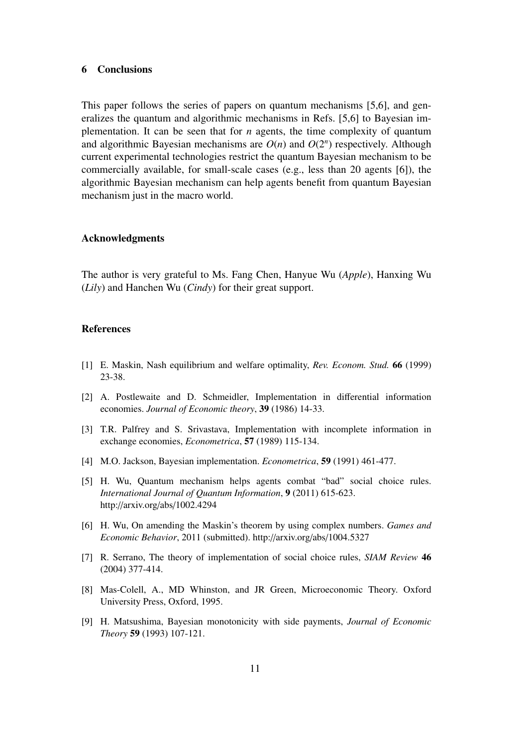## 6 Conclusions

This paper follows the series of papers on quantum mechanisms [5,6], and generalizes the quantum and algorithmic mechanisms in Refs. [5,6] to Bayesian implementation. It can be seen that for $n$ agents, the time complexity of quantum and algorithmic Bayesian mechanisms are $O(n)$ and $O(2^n)$ respectively. Although current experimental technologies restrict the quantum Bayesian mechanism to be commercially available, for small-scale cases (e.g., less than 20 agents [6]), the algorithmic Bayesian mechanism can help agents benefit from quantum Bayesian mechanism just in the macro world.

## Acknowledgments

The author is very grateful to Ms. Fang Chen, Hanyue Wu (*Apple*), Hanxing Wu (*Lily*) and Hanchen Wu (*Cindy*) for their great support.

## References

[1] E. Maskin, Nash equilibrium and welfare optimality, *Rev. Econom. Stud.* **66** (1999) 23-38.

[2] A. Postlewaite and D. Schmeidler, Implementation in differential information economies. *Journal of Economic theory*, **39** (1986) 14-33.

[3] T.R. Palfrey and S. Srivastava, Implementation with incomplete information in exchange economies, *Econometrica*, **57** (1989) 115-134.

[4] M.O. Jackson, Bayesian implementation. *Econometrica*, **59** (1991) 461-477.

[5] H. Wu, Quantum mechanism helps agents combat "bad" social choice rules. *International Journal of Quantum Information*, **9** (2011) 615-623. http://arxiv.org/abs/1002.4294

[6] H. Wu, On amending the Maskin's theorem by using complex numbers. *Games and Economic Behavior*, 2011 (submitted). http://arxiv.org/abs/1004.5327

[7] R. Serrano, The theory of implementation of social choice rules, *SIAM Review* **46** (2004) 377-414.

[8] Mas-Colell, A., MD Whinston, and JR Green, Microeconomic Theory. Oxford University Press, Oxford, 1995.

[9] H. Matsushima, Bayesian monotonicity with side payments, *Journal of Economic Theory* **59** (1993) 107-121.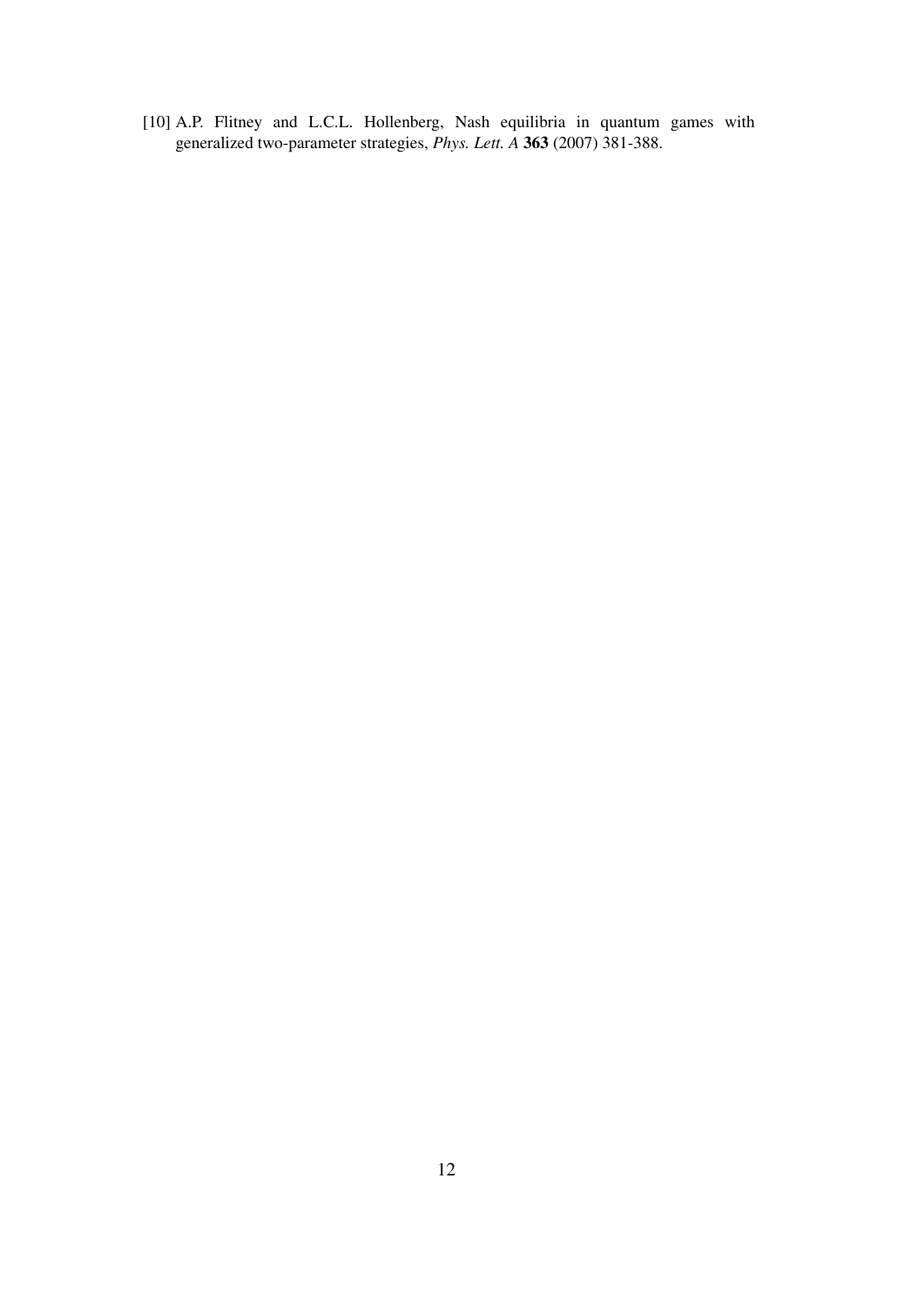[10] A.P. Flitney and L.C.L. Hollenberg, Nash equilibria in quantum games with generalized two-parameter strategies, *Phys. Lett. A* **363** (2007) 381-388.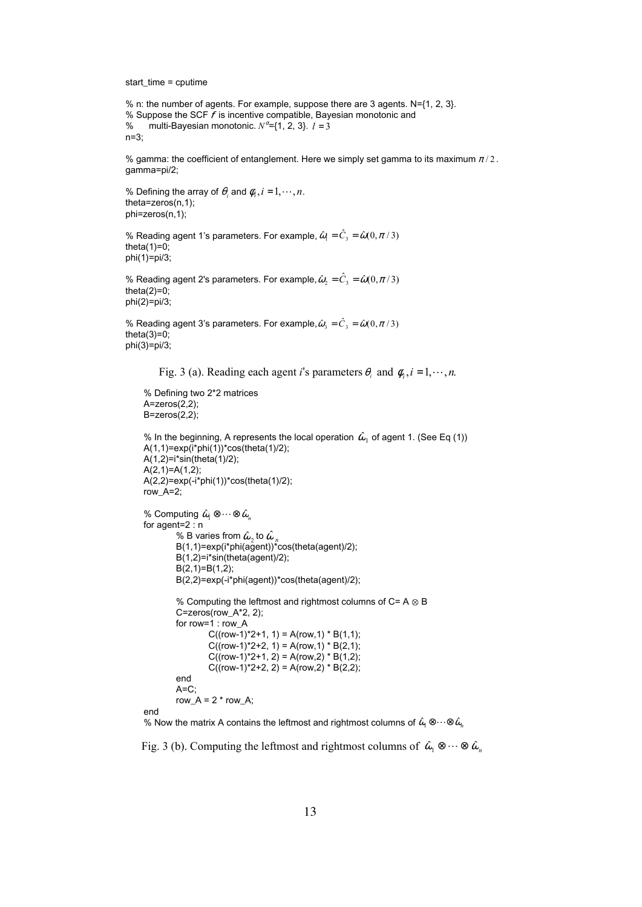```
start_time = cputime

% n: the number of agents. For example, suppose there are 3 agents. N={1, 2, 3}.
% Suppose the SCF f is incentive compatible, Bayesian monotonic and
%      multi-Bayesian monotonic. N^α={1, 2, 3}.  l = 3
n=3;

% gamma: the coefficient of entanglement. Here we simply set gamma to its maximum π/2.
gamma=pi/2;

% Defining the array of θ_i and φ_i, i = 1,···, n.
theta=zeros(n,1);
phi=zeros(n,1);

% Reading agent 1's parameters. For example, ω̂_1 = Ĉ_3 = ω̂(0, π/3)
theta(1)=0;
phi(1)=pi/3;

% Reading agent 2's parameters. For example, ω̂_2 = Ĉ_3 = ω̂(0, π/3)
theta(2)=0;
phi(2)=pi/3;

% Reading agent 3's parameters. For example, ω̂_3 = Ĉ_3 = ω̂(0, π/3)
theta(3)=0;
phi(3)=pi/3;
```

Fig. 3 (a). Reading each agent $i$'s parameters $\theta_i$ and $\phi_i, i = 1, \cdots, n.$

```
% Defining two 2*2 matrices
A=zeros(2,2);
B=zeros(2,2);

% In the beginning, A represents the local operation ω̂_1 of agent 1. (See Eq (1))
A(1,1)=exp(i*phi(1))*cos(theta(1)/2);
A(1,2)=i*sin(theta(1)/2);
A(2,1)=A(1,2);
A(2,2)=exp(-i*phi(1))*cos(theta(1)/2);
row_A=2;

% Computing ω̂_1 ⊗···⊗ ω̂_n
for agent=2 : n
        % B varies from ω̂_2 to ω̂_n
        B(1,1)=exp(i*phi(agent))*cos(theta(agent)/2);
        B(1,2)=i*sin(theta(agent)/2);
        B(2,1)=B(1,2);
        B(2,2)=exp(-i*phi(agent))*cos(theta(agent)/2);

        % Computing the leftmost and rightmost columns of C= A ⊗ B
        C=zeros(row_A*2, 2);
        for row=1 : row_A
                C((row-1)*2+1, 1) = A(row,1) * B(1,1);
                C((row-1)*2+2, 1) = A(row,1) * B(2,1);
                C((row-1)*2+1, 2) = A(row,2) * B(1,2);
                C((row-1)*2+2, 2) = A(row,2) * B(2,2);
        end
        A=C;
        row_A = 2 * row_A;
end
% Now the matrix A contains the leftmost and rightmost columns of ω̂_1 ⊗···⊗ ω̂_n
```

Fig. 3 (b). Computing the leftmost and rightmost columns of $\hat{\omega}_1 \otimes \cdots \otimes \hat{\omega}_n$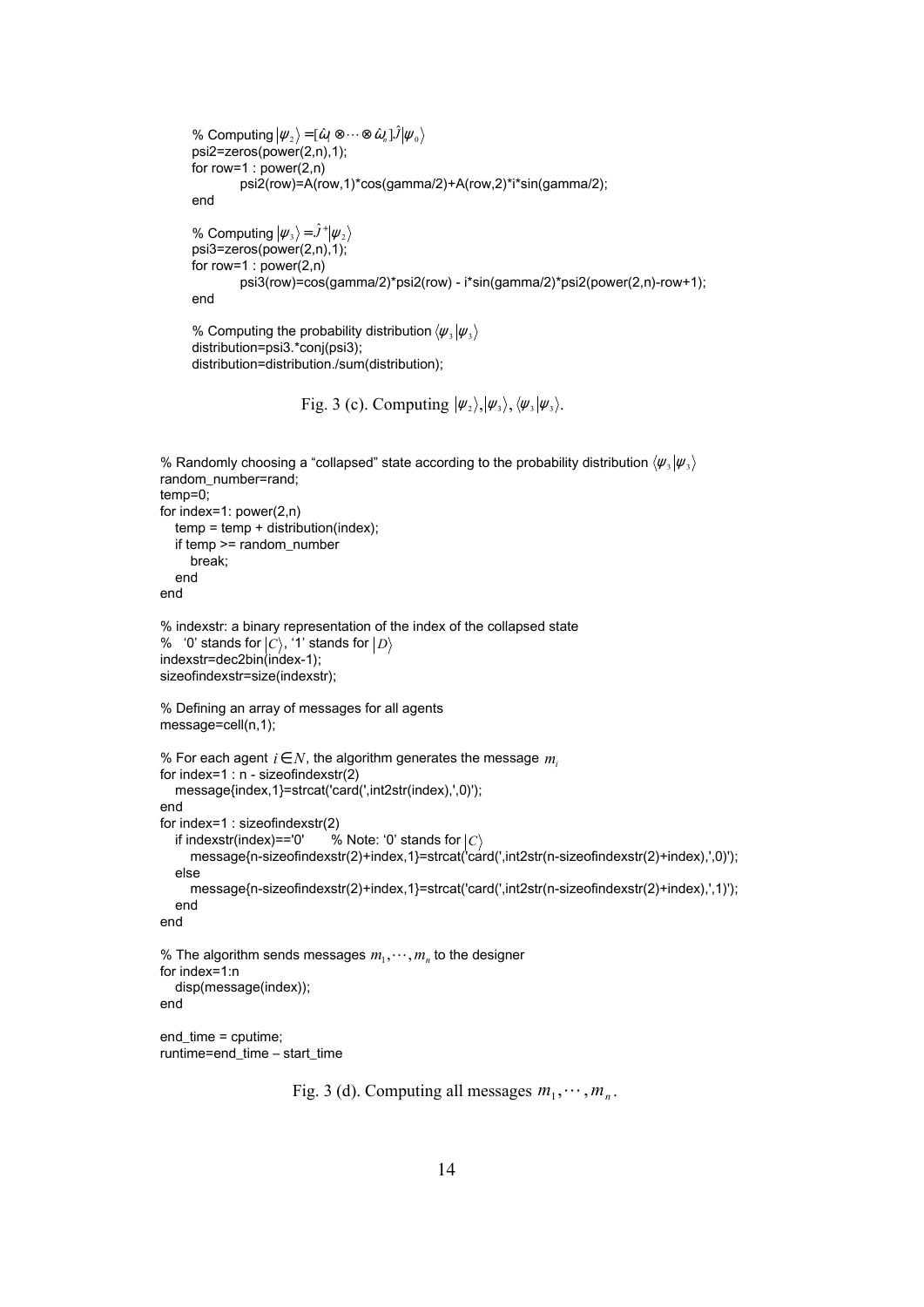```
% Computing |ψ2⟩ =[ω̂1 ⊗···⊗ ω̂n]Ĵ|ψ0⟩
psi2=zeros(power(2,n),1);
for row=1 : power(2,n)
        psi2(row)=A(row,1)*cos(gamma/2)+A(row,2)*i*sin(gamma/2);
end

% Computing |ψ3⟩ =Ĵ+|ψ2⟩
psi3=zeros(power(2,n),1);
for row=1 : power(2,n)
        psi3(row)=cos(gamma/2)*psi2(row) - i*sin(gamma/2)*psi2(power(2,n)-row+1);
end

% Computing the probability distribution ⟨ψ3|ψ3⟩
distribution=psi3.*conj(psi3);
distribution=distribution./sum(distribution);
```

Fig. 3 (c). Computing $|\psi_2\rangle, |\psi_3\rangle, \langle\psi_3|\psi_3\rangle$.

```
% Randomly choosing a "collapsed" state according to the probability distribution ⟨ψ3|ψ3⟩
random_number=rand;
temp=0;
for index=1: power(2,n)
   temp = temp + distribution(index);
   if temp >= random_number
      break;
   end
end

% indexstr: a binary representation of the index of the collapsed state
%  '0' stands for |C⟩, '1' stands for |D⟩
indexstr=dec2bin(index-1);
sizeofindexstr=size(indexstr);

% Defining an array of messages for all agents
message=cell(n,1);

% For each agent i∈N, the algorithm generates the message mi
for index=1 : n - sizeofindexstr(2)
   message{index,1}=strcat('card(',int2str(index),',0)');
end
for index=1 : sizeofindexstr(2)
   if indexstr(index)=='0'      % Note: '0' stands for |C⟩
      message{n-sizeofindexstr(2)+index,1}=strcat('card(',int2str(n-sizeofindexstr(2)+index),',0)');
   else
      message{n-sizeofindexstr(2)+index,1}=strcat('card(',int2str(n-sizeofindexstr(2)+index),',1)');
   end
end

% The algorithm sends messages m1,···,mn to the designer
for index=1:n
   disp(message(index));
end

end_time = cputime;
runtime=end_time – start_time
```

Fig. 3 (d). Computing all messages $m_1, \cdots, m_n$.